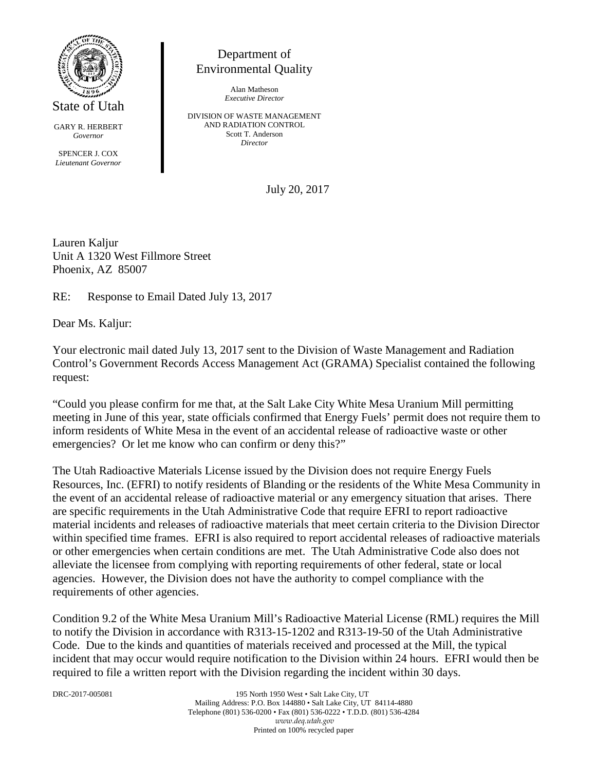State of Utah

GARY R. HERBERT
*Governor*

SPENCER J. COX
*Lieutenant Governor*

Department of
Environmental Quality

Alan Matheson
*Executive Director*

DIVISION OF WASTE MANAGEMENT
AND RADIATION CONTROL
Scott T. Anderson
*Director*

July 20, 2017

Lauren Kaljur
Unit A 1320 West Fillmore Street
Phoenix, AZ 85007

RE: Response to Email Dated July 13, 2017

Dear Ms. Kaljur:

Your electronic mail dated July 13, 2017 sent to the Division of Waste Management and Radiation Control's Government Records Access Management Act (GRAMA) Specialist contained the following request:

"Could you please confirm for me that, at the Salt Lake City White Mesa Uranium Mill permitting meeting in June of this year, state officials confirmed that Energy Fuels' permit does not require them to inform residents of White Mesa in the event of an accidental release of radioactive waste or other emergencies? Or let me know who can confirm or deny this?"

The Utah Radioactive Materials License issued by the Division does not require Energy Fuels Resources, Inc. (EFRI) to notify residents of Blanding or the residents of the White Mesa Community in the event of an accidental release of radioactive material or any emergency situation that arises. There are specific requirements in the Utah Administrative Code that require EFRI to report radioactive material incidents and releases of radioactive materials that meet certain criteria to the Division Director within specified time frames. EFRI is also required to report accidental releases of radioactive materials or other emergencies when certain conditions are met. The Utah Administrative Code also does not alleviate the licensee from complying with reporting requirements of other federal, state or local agencies. However, the Division does not have the authority to compel compliance with the requirements of other agencies.

Condition 9.2 of the White Mesa Uranium Mill's Radioactive Material License (RML) requires the Mill to notify the Division in accordance with R313-15-1202 and R313-19-50 of the Utah Administrative Code. Due to the kinds and quantities of materials received and processed at the Mill, the typical incident that may occur would require notification to the Division within 24 hours. EFRI would then be required to file a written report with the Division regarding the incident within 30 days.

DRC-2017-005081

195 North 1950 West • Salt Lake City, UT
Mailing Address: P.O. Box 144880 • Salt Lake City, UT 84114-4880
Telephone (801) 536-0200 • Fax (801) 536-0222 • T.D.D. (801) 536-4284
*www.deq.utah.gov*
Printed on 100% recycled paper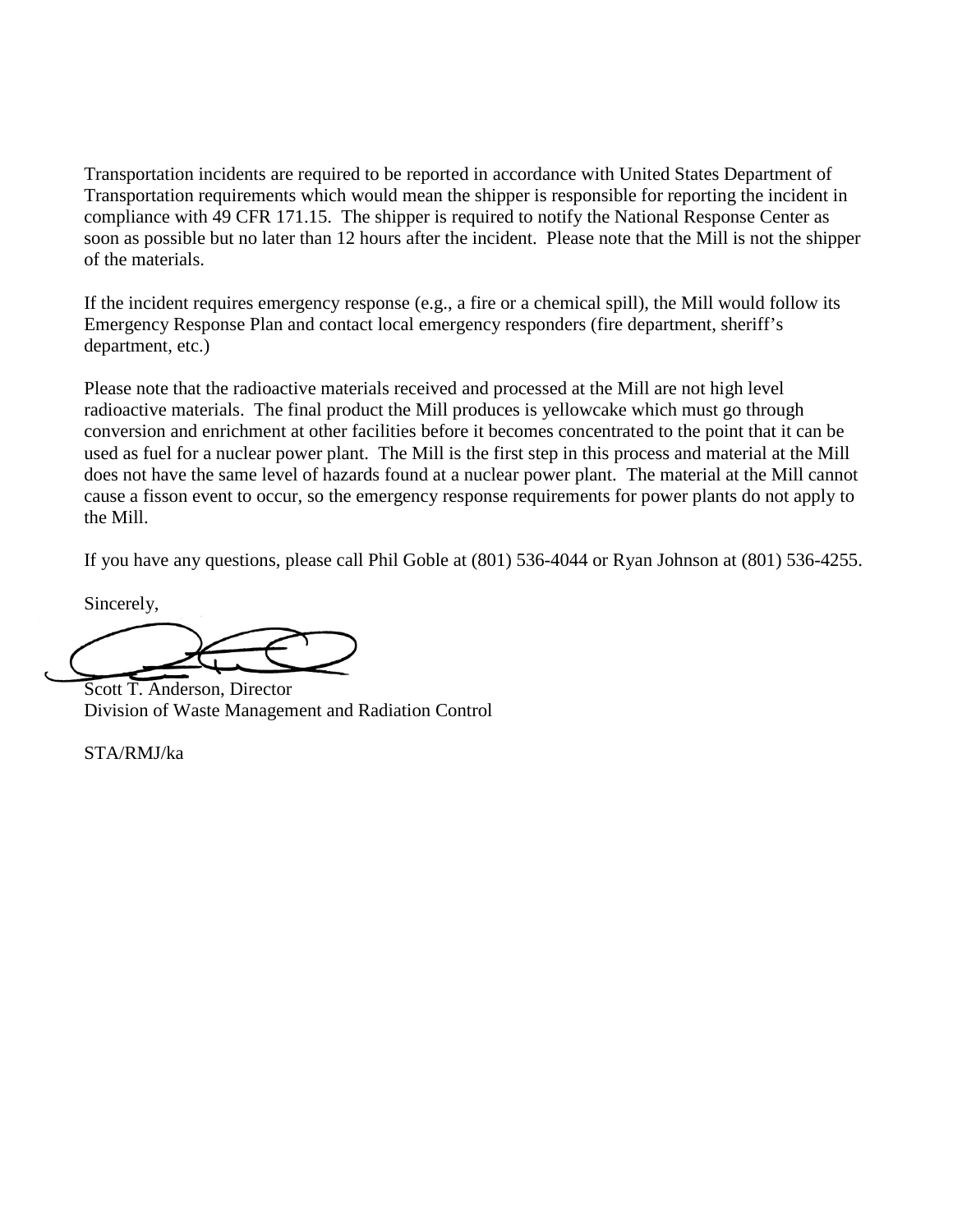Transportation incidents are required to be reported in accordance with United States Department of Transportation requirements which would mean the shipper is responsible for reporting the incident in compliance with 49 CFR 171.15. The shipper is required to notify the National Response Center as soon as possible but no later than 12 hours after the incident. Please note that the Mill is not the shipper of the materials.

If the incident requires emergency response (e.g., a fire or a chemical spill), the Mill would follow its Emergency Response Plan and contact local emergency responders (fire department, sheriff's department, etc.)

Please note that the radioactive materials received and processed at the Mill are not high level radioactive materials. The final product the Mill produces is yellowcake which must go through conversion and enrichment at other facilities before it becomes concentrated to the point that it can be used as fuel for a nuclear power plant. The Mill is the first step in this process and material at the Mill does not have the same level of hazards found at a nuclear power plant. The material at the Mill cannot cause a fisson event to occur, so the emergency response requirements for power plants do not apply to the Mill.

If you have any questions, please call Phil Goble at (801) 536-4044 or Ryan Johnson at (801) 536-4255.

Sincerely,

Scott T. Anderson, Director
Division of Waste Management and Radiation Control

STA/RMJ/ka